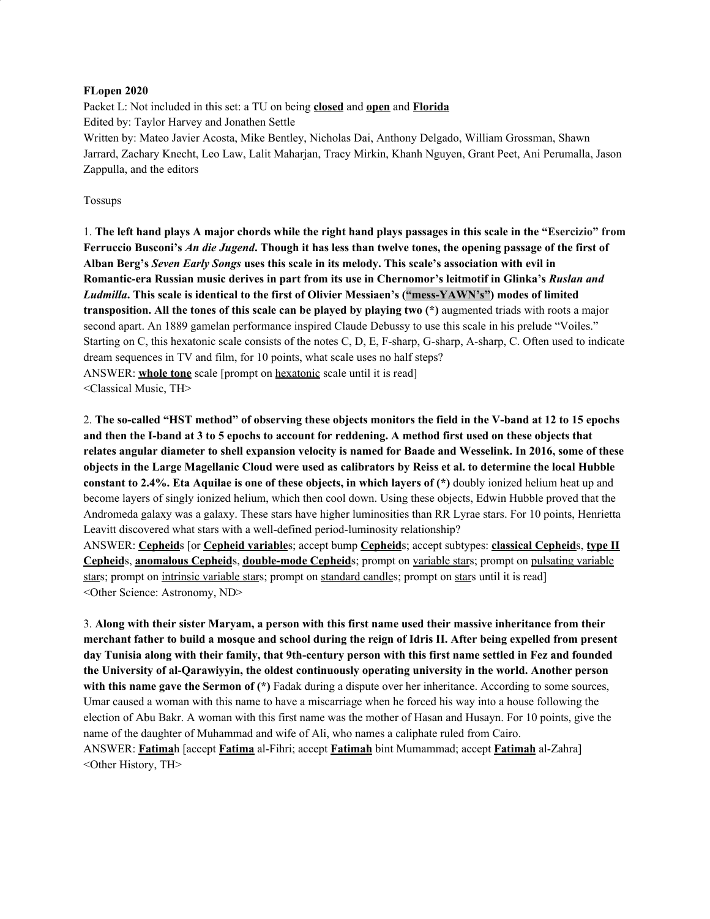**FLopen 2020**

Packet L: Not included in this set: a TU on being **closed** and **open** and **Florida**

Edited by: Taylor Harvey and Jonathen Settle

Written by: Mateo Javier Acosta, Mike Bentley, Nicholas Dai, Anthony Delgado, William Grossman, Shawn Jarrard, Zachary Knecht, Leo Law, Lalit Maharjan, Tracy Mirkin, Khanh Nguyen, Grant Peet, Ani Perumalla, Jason Zappulla, and the editors

Tossups

1. **The left hand plays A major chords while the right hand plays passages in this scale in the "Esercizio" from Ferruccio Busconi's *An die Jugend*. Though it has less than twelve tones, the opening passage of the first of Alban Berg's *Seven Early Songs* uses this scale in its melody. This scale's association with evil in Romantic-era Russian music derives in part from its use in Chernomor's leitmotif in Glinka's *Ruslan and Ludmilla*. This scale is identical to the first of Olivier Messiaen's ("mess-YAWN's") modes of limited transposition. All the tones of this scale can be played by playing two (\*)** augmented triads with roots a major second apart. An 1889 gamelan performance inspired Claude Debussy to use this scale in his prelude "Voiles." Starting on C, this hexatonic scale consists of the notes C, D, E, F-sharp, G-sharp, A-sharp, C. Often used to indicate dream sequences in TV and film, for 10 points, what scale uses no half steps?

ANSWER: **whole tone** scale [prompt on hexatonic scale until it is read]

<Classical Music, TH>

2. **The so-called "HST method" of observing these objects monitors the field in the V-band at 12 to 15 epochs and then the I-band at 3 to 5 epochs to account for reddening. A method first used on these objects that relates angular diameter to shell expansion velocity is named for Baade and Wesselink. In 2016, some of these objects in the Large Magellanic Cloud were used as calibrators by Reiss et al. to determine the local Hubble constant to 2.4%. Eta Aquilae is one of these objects, in which layers of (\*)** doubly ionized helium heat up and become layers of singly ionized helium, which then cool down. Using these objects, Edwin Hubble proved that the Andromeda galaxy was a galaxy. These stars have higher luminosities than RR Lyrae stars. For 10 points, Henrietta Leavitt discovered what stars with a well-defined period-luminosity relationship?

ANSWER: **Cepheid**s [or **Cepheid variable**s; accept bump **Cepheid**s; accept subtypes: **classical Cepheid**s, **type II Cepheid**s, **anomalous Cepheid**s, **double-mode Cepheid**s; prompt on variable stars; prompt on pulsating variable stars; prompt on intrinsic variable stars; prompt on standard candles; prompt on stars until it is read]

<Other Science: Astronomy, ND>

3. **Along with their sister Maryam, a person with this first name used their massive inheritance from their merchant father to build a mosque and school during the reign of Idris II. After being expelled from present day Tunisia along with their family, that 9th-century person with this first name settled in Fez and founded the University of al-Qarawiyyin, the oldest continuously operating university in the world. Another person with this name gave the Sermon of (\*)** Fadak during a dispute over her inheritance. According to some sources, Umar caused a woman with this name to have a miscarriage when he forced his way into a house following the election of Abu Bakr. A woman with this first name was the mother of Hasan and Husayn. For 10 points, give the name of the daughter of Muhammad and wife of Ali, who names a caliphate ruled from Cairo.

ANSWER: **Fatima**h [accept **Fatima** al-Fihri; accept **Fatimah** bint Mumammad; accept **Fatimah** al-Zahra]

<Other History, TH>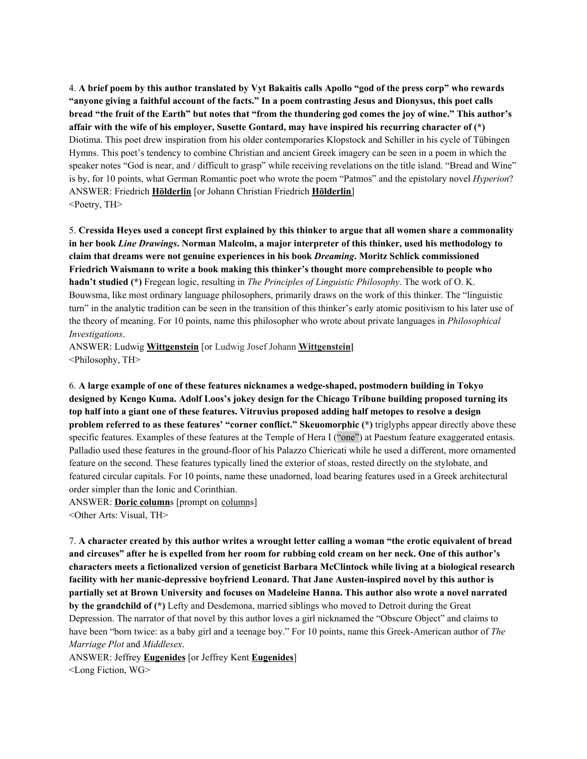4. **A brief poem by this author translated by Vyt Bakaitis calls Apollo "god of the press corp" who rewards "anyone giving a faithful account of the facts." In a poem contrasting Jesus and Dionysus, this poet calls bread "the fruit of the Earth" but notes that "from the thundering god comes the joy of wine." This author's affair with the wife of his employer, Susette Gontard, may have inspired his recurring character of (*)** Diotima. This poet drew inspiration from his older contemporaries Klopstock and Schiller in his cycle of Tübingen Hymns. This poet's tendency to combine Christian and ancient Greek imagery can be seen in a poem in which the speaker notes "God is near, and / difficult to grasp" while receiving revelations on the title island. "Bread and Wine" is by, for 10 points, what German Romantic poet who wrote the poem "Patmos" and the epistolary novel *Hyperion*?
ANSWER: Friedrich **Hölderlin** [or Johann Christian Friedrich **Hölderlin**]
<Poetry, TH>

5. **Cressida Heyes used a concept first explained by this thinker to argue that all women share a commonality in her book *Line Drawings*. Norman Malcolm, a major interpreter of this thinker, used his methodology to claim that dreams were not genuine experiences in his book *Dreaming*. Moritz Schlick commissioned Friedrich Waismann to write a book making this thinker's thought more comprehensible to people who hadn't studied (*)** Fregean logic, resulting in *The Principles of Linguistic Philosophy*. The work of O. K. Bouwsma, like most ordinary language philosophers, primarily draws on the work of this thinker. The "linguistic turn" in the analytic tradition can be seen in the transition of this thinker's early atomic positivism to his later use of the theory of meaning. For 10 points, name this philosopher who wrote about private languages in *Philosophical Investigations*.
ANSWER: Ludwig **Wittgenstein** [or Ludwig Josef Johann **Wittgenstein**]
<Philosophy, TH>

6. **A large example of one of these features nicknames a wedge-shaped, postmodern building in Tokyo designed by Kengo Kuma. Adolf Loos's jokey design for the Chicago Tribune building proposed turning its top half into a giant one of these features. Vitruvius proposed adding half metopes to resolve a design problem referred to as these features' "corner conflict." Skeuomorphic (*)** triglyphs appear directly above these specific features. Examples of these features at the Temple of Hera I ("one") at Paestum feature exaggerated entasis. Palladio used these features in the ground-floor of his Palazzo Chiericati while he used a different, more ornamented feature on the second. These features typically lined the exterior of stoas, rested directly on the stylobate, and featured circular capitals. For 10 points, name these unadorned, load bearing features used in a Greek architectural order simpler than the Ionic and Corinthian.
ANSWER: **Doric column**s [prompt on columns]
<Other Arts: Visual, TH>

7. **A character created by this author writes a wrought letter calling a woman "the erotic equivalent of bread and circuses" after he is expelled from her room for rubbing cold cream on her neck. One of this author's characters meets a fictionalized version of geneticist Barbara McClintock while living at a biological research facility with her manic-depressive boyfriend Leonard. That Jane Austen-inspired novel by this author is partially set at Brown University and focuses on Madeleine Hanna. This author also wrote a novel narrated by the grandchild of (*)** Lefty and Desdemona, married siblings who moved to Detroit during the Great Depression. The narrator of that novel by this author loves a girl nicknamed the "Obscure Object" and claims to have been "born twice: as a baby girl and a teenage boy." For 10 points, name this Greek-American author of *The Marriage Plot* and *Middlesex*.
ANSWER: Jeffrey **Eugenides** [or Jeffrey Kent **Eugenides**]
<Long Fiction, WG>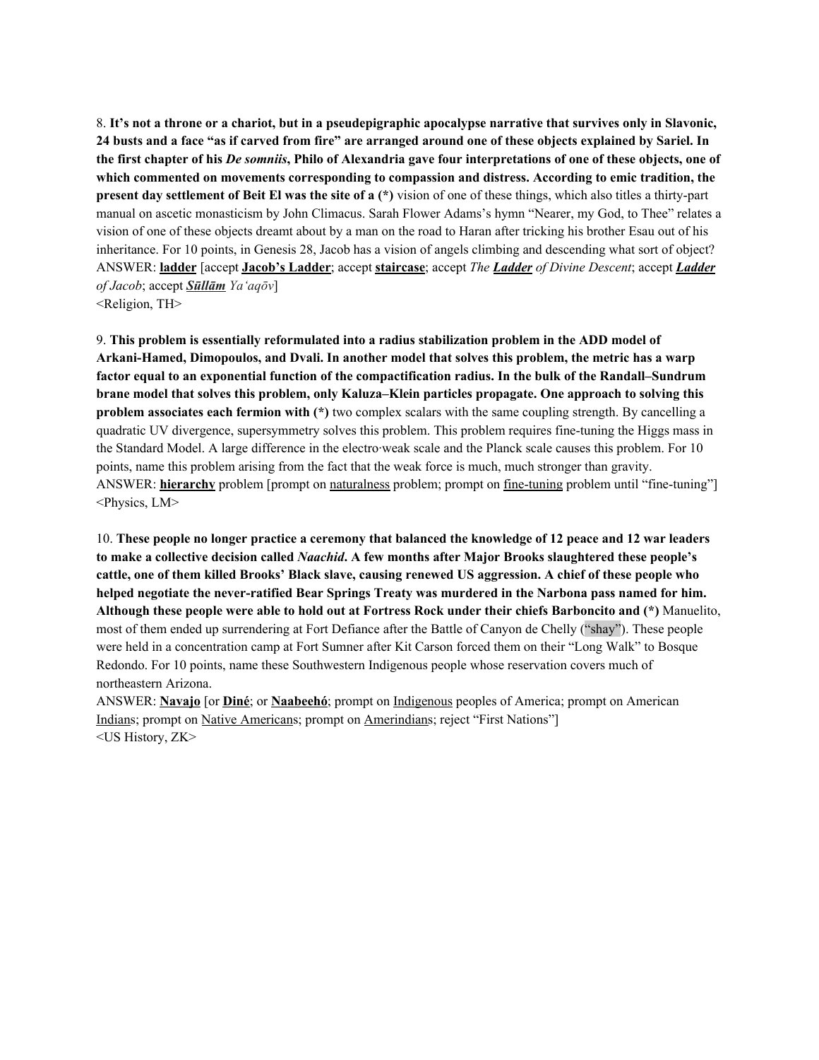8. **It's not a throne or a chariot, but in a pseudepigraphic apocalypse narrative that survives only in Slavonic, 24 busts and a face "as if carved from fire" are arranged around one of these objects explained by Sariel. In the first chapter of his *De somniis*, Philo of Alexandria gave four interpretations of one of these objects, one of which commented on movements corresponding to compassion and distress. According to emic tradition, the present day settlement of Beit El was the site of a (*)** vision of one of these things, which also titles a thirty-part manual on ascetic monasticism by John Climacus. Sarah Flower Adams's hymn "Nearer, my God, to Thee" relates a vision of one of these objects dreamt about by a man on the road to Haran after tricking his brother Esau out of his inheritance. For 10 points, in Genesis 28, Jacob has a vision of angels climbing and descending what sort of object?
ANSWER: **ladder** [accept **Jacob's Ladder**; accept **staircase**; accept *The **Ladder** of Divine Descent*; accept ***Ladder** of Jacob*; accept ***Sūllām** Ya'aqōv*]
<Religion, TH>

9. **This problem is essentially reformulated into a radius stabilization problem in the ADD model of Arkani-Hamed, Dimopoulos, and Dvali. In another model that solves this problem, the metric has a warp factor equal to an exponential function of the compactification radius. In the bulk of the Randall–Sundrum brane model that solves this problem, only Kaluza–Klein particles propagate. One approach to solving this problem associates each fermion with (*)** two complex scalars with the same coupling strength. By cancelling a quadratic UV divergence, supersymmetry solves this problem. This problem requires fine-tuning the Higgs mass in the Standard Model. A large difference in the electro·weak scale and the Planck scale causes this problem. For 10 points, name this problem arising from the fact that the weak force is much, much stronger than gravity.
ANSWER: **hierarchy** problem [prompt on naturalness problem; prompt on fine-tuning problem until "fine-tuning"]
<Physics, LM>

10. **These people no longer practice a ceremony that balanced the knowledge of 12 peace and 12 war leaders to make a collective decision called *Naachid*. A few months after Major Brooks slaughtered these people's cattle, one of them killed Brooks' Black slave, causing renewed US aggression. A chief of these people who helped negotiate the never-ratified Bear Springs Treaty was murdered in the Narbona pass named for him. Although these people were able to hold out at Fortress Rock under their chiefs Barboncito and (*)** Manuelito, most of them ended up surrendering at Fort Defiance after the Battle of Canyon de Chelly ("shay"). These people were held in a concentration camp at Fort Sumner after Kit Carson forced them on their "Long Walk" to Bosque Redondo. For 10 points, name these Southwestern Indigenous people whose reservation covers much of northeastern Arizona.
ANSWER: **Navajo** [or **Diné**; or **Naabeehó**; prompt on Indigenous peoples of America; prompt on American Indians; prompt on Native Americans; prompt on Amerindians; reject "First Nations"]
<US History, ZK>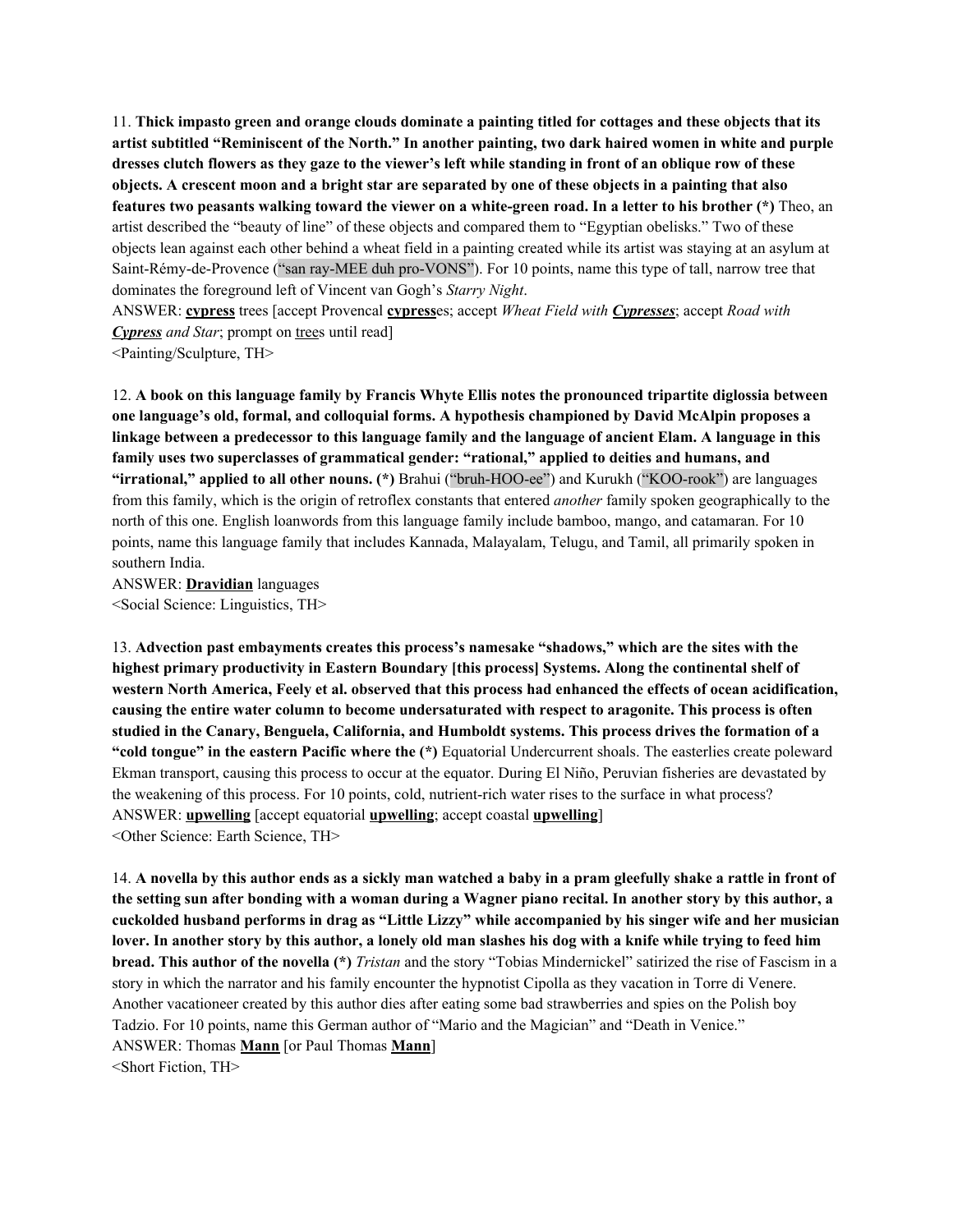11. **Thick impasto green and orange clouds dominate a painting titled for cottages and these objects that its artist subtitled "Reminiscent of the North." In another painting, two dark haired women in white and purple dresses clutch flowers as they gaze to the viewer's left while standing in front of an oblique row of these objects. A crescent moon and a bright star are separated by one of these objects in a painting that also features two peasants walking toward the viewer on a white-green road. In a letter to his brother (*)** Theo, an artist described the "beauty of line" of these objects and compared them to "Egyptian obelisks." Two of these objects lean against each other behind a wheat field in a painting created while its artist was staying at an asylum at Saint-Rémy-de-Provence ("san ray-MEE duh pro-VONS"). For 10 points, name this type of tall, narrow tree that dominates the foreground left of Vincent van Gogh's *Starry Night*.

ANSWER: **cypress** trees [accept Provencal **cypress**es; accept *Wheat Field with **Cypresses***; accept *Road with **Cypress** and Star*; prompt on trees until read]

<Painting/Sculpture, TH>

12. **A book on this language family by Francis Whyte Ellis notes the pronounced tripartite diglossia between one language's old, formal, and colloquial forms. A hypothesis championed by David McAlpin proposes a linkage between a predecessor to this language family and the language of ancient Elam. A language in this family uses two superclasses of grammatical gender: "rational," applied to deities and humans, and "irrational," applied to all other nouns. (*)** Brahui ("bruh-HOO-ee") and Kurukh ("KOO-rook") are languages from this family, which is the origin of retroflex constants that entered *another* family spoken geographically to the north of this one. English loanwords from this language family include bamboo, mango, and catamaran. For 10 points, name this language family that includes Kannada, Malayalam, Telugu, and Tamil, all primarily spoken in southern India.

ANSWER: **Dravidian** languages

<Social Science: Linguistics, TH>

13. **Advection past embayments creates this process's namesake "shadows," which are the sites with the highest primary productivity in Eastern Boundary [this process] Systems. Along the continental shelf of western North America, Feely et al. observed that this process had enhanced the effects of ocean acidification, causing the entire water column to become undersaturated with respect to aragonite. This process is often studied in the Canary, Benguela, California, and Humboldt systems. This process drives the formation of a "cold tongue" in the eastern Pacific where the (*)** Equatorial Undercurrent shoals. The easterlies create poleward Ekman transport, causing this process to occur at the equator. During El Niño, Peruvian fisheries are devastated by the weakening of this process. For 10 points, cold, nutrient-rich water rises to the surface in what process?

ANSWER: **upwelling** [accept equatorial **upwelling**; accept coastal **upwelling**]

<Other Science: Earth Science, TH>

14. **A novella by this author ends as a sickly man watched a baby in a pram gleefully shake a rattle in front of the setting sun after bonding with a woman during a Wagner piano recital. In another story by this author, a cuckolded husband performs in drag as "Little Lizzy" while accompanied by his singer wife and her musician lover. In another story by this author, a lonely old man slashes his dog with a knife while trying to feed him bread. This author of the novella (*)** *Tristan* and the story "Tobias Mindernickel" satirized the rise of Fascism in a story in which the narrator and his family encounter the hypnotist Cipolla as they vacation in Torre di Venere. Another vacationeer created by this author dies after eating some bad strawberries and spies on the Polish boy Tadzio. For 10 points, name this German author of "Mario and the Magician" and "Death in Venice."

ANSWER: Thomas **Mann** [or Paul Thomas **Mann**]

<Short Fiction, TH>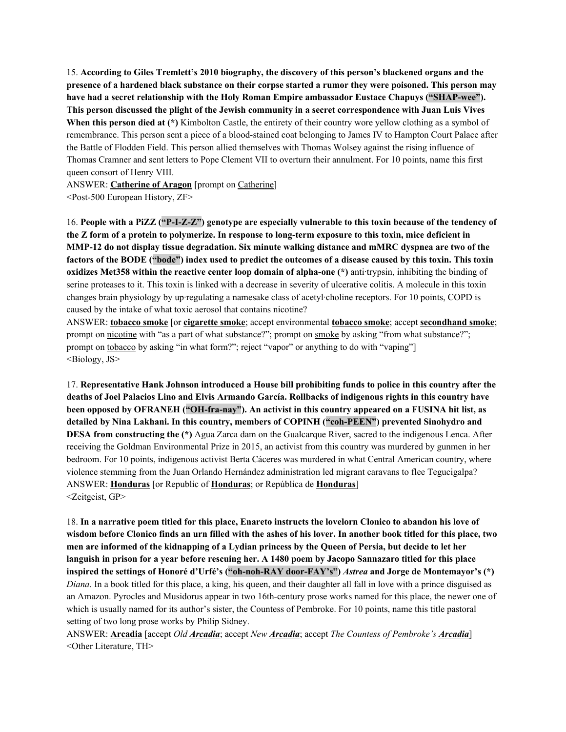15. **According to Giles Tremlett's 2010 biography, the discovery of this person's blackened organs and the presence of a hardened black substance on their corpse started a rumor they were poisoned. This person may have had a secret relationship with the Holy Roman Empire ambassador Eustace Chapuys ("SHAP-wee"). This person discussed the plight of the Jewish community in a secret correspondence with Juan Luis Vives When this person died at (*)** Kimbolton Castle, the entirety of their country wore yellow clothing as a symbol of remembrance. This person sent a piece of a blood-stained coat belonging to James IV to Hampton Court Palace after the Battle of Flodden Field. This person allied themselves with Thomas Wolsey against the rising influence of Thomas Cramner and sent letters to Pope Clement VII to overturn their annulment. For 10 points, name this first queen consort of Henry VIII.

ANSWER: **Catherine of Aragon** [prompt on Catherine]

<Post-500 European History, ZF>

16. **People with a PiZZ ("P-I-Z-Z") genotype are especially vulnerable to this toxin because of the tendency of the Z form of a protein to polymerize. In response to long-term exposure to this toxin, mice deficient in MMP-12 do not display tissue degradation. Six minute walking distance and mMRC dyspnea are two of the factors of the BODE ("bode") index used to predict the outcomes of a disease caused by this toxin. This toxin oxidizes Met358 within the reactive center loop domain of alpha-one (*)** anti·trypsin, inhibiting the binding of serine proteases to it. This toxin is linked with a decrease in severity of ulcerative colitis. A molecule in this toxin changes brain physiology by up·regulating a namesake class of acetyl·choline receptors. For 10 points, COPD is caused by the intake of what toxic aerosol that contains nicotine?

ANSWER: **tobacco smoke** [or **cigarette smoke**; accept environmental **tobacco smoke**; accept **secondhand smoke**; prompt on nicotine with "as a part of what substance?"; prompt on smoke by asking "from what substance?"; prompt on tobacco by asking "in what form?"; reject "vapor" or anything to do with "vaping"]

<Biology, JS>

17. **Representative Hank Johnson introduced a House bill prohibiting funds to police in this country after the deaths of Joel Palacios Lino and Elvis Armando García. Rollbacks of indigenous rights in this country have been opposed by OFRANEH ("OH-fra-nay"). An activist in this country appeared on a FUSINA hit list, as detailed by Nina Lakhani. In this country, members of COPINH ("coh-PEEN") prevented Sinohydro and DESA from constructing the (*)** Agua Zarca dam on the Gualcarque River, sacred to the indigenous Lenca. After receiving the Goldman Environmental Prize in 2015, an activist from this country was murdered by gunmen in her bedroom. For 10 points, indigenous activist Berta Cáceres was murdered in what Central American country, where violence stemming from the Juan Orlando Hernández administration led migrant caravans to flee Tegucigalpa?

ANSWER: **Honduras** [or Republic of **Honduras**; or República de **Honduras**]

<Zeitgeist, GP>

18. **In a narrative poem titled for this place, Enareto instructs the lovelorn Clonico to abandon his love of wisdom before Clonico finds an urn filled with the ashes of his lover. In another book titled for this place, two men are informed of the kidnapping of a Lydian princess by the Queen of Persia, but decide to let her languish in prison for a year before rescuing her. A 1480 poem by Jacopo Sannazaro titled for this place inspired the settings of Honoré d'Urfé's ("oh-noh-RAY door-FAY's") *Astrea* and Jorge de Montemayor's (*)** *Diana*. In a book titled for this place, a king, his queen, and their daughter all fall in love with a prince disguised as an Amazon. Pyrocles and Musidorus appear in two 16th-century prose works named for this place, the newer one of which is usually named for its author's sister, the Countess of Pembroke. For 10 points, name this title pastoral setting of two long prose works by Philip Sidney.

ANSWER: **Arcadia** [accept *Old **Arcadia***; accept *New **Arcadia***; accept *The Countess of Pembroke's **Arcadia***]

<Other Literature, TH>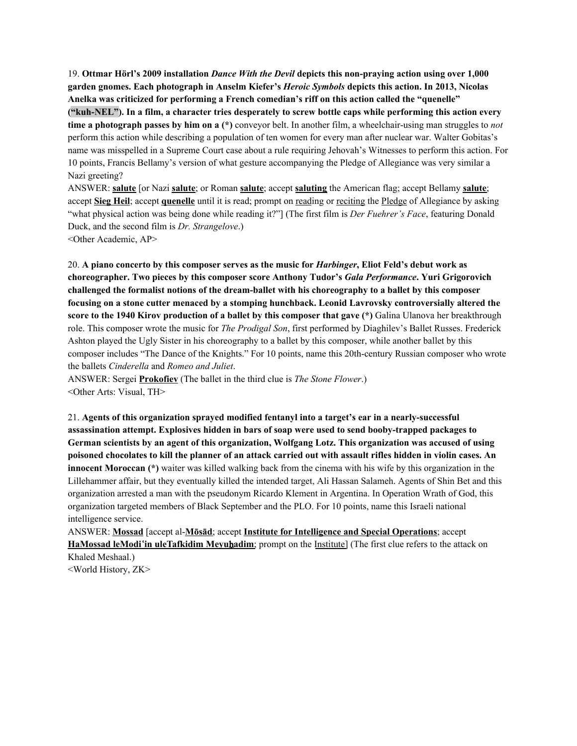19. **Ottmar Hörl's 2009 installation *Dance With the Devil* depicts this non-praying action using over 1,000 garden gnomes. Each photograph in Anselm Kiefer's *Heroic Symbols* depicts this action. In 2013, Nicolas Anelka was criticized for performing a French comedian's riff on this action called the "quenelle" ("kuh-NEL"). In a film, a character tries desperately to screw bottle caps while performing this action every time a photograph passes by him on a (*)** conveyor belt. In another film, a wheelchair-using man struggles to *not* perform this action while describing a population of ten women for every man after nuclear war. Walter Gobitas's name was misspelled in a Supreme Court case about a rule requiring Jehovah's Witnesses to perform this action. For 10 points, Francis Bellamy's version of what gesture accompanying the Pledge of Allegiance was very similar a Nazi greeting?

ANSWER: **salute** [or Nazi **salute**; or Roman **salute**; accept **saluting** the American flag; accept Bellamy **salute**; accept **Sieg Heil**; accept **quenelle** until it is read; prompt on reading or reciting the Pledge of Allegiance by asking "what physical action was being done while reading it?"] (The first film is *Der Fuehrer's Face*, featuring Donald Duck, and the second film is *Dr. Strangelove*.)

<Other Academic, AP>

20. **A piano concerto by this composer serves as the music for *Harbinger*, Eliot Feld's debut work as choreographer. Two pieces by this composer score Anthony Tudor's *Gala Performance*. Yuri Grigorovich challenged the formalist notions of the dream-ballet with his choreography to a ballet by this composer focusing on a stone cutter menaced by a stomping hunchback. Leonid Lavrovsky controversially altered the score to the 1940 Kirov production of a ballet by this composer that gave (*)** Galina Ulanova her breakthrough role. This composer wrote the music for *The Prodigal Son*, first performed by Diaghilev's Ballet Russes. Frederick Ashton played the Ugly Sister in his choreography to a ballet by this composer, while another ballet by this composer includes "The Dance of the Knights." For 10 points, name this 20th-century Russian composer who wrote the ballets *Cinderella* and *Romeo and Juliet*.

ANSWER: Sergei **Prokofiev** (The ballet in the third clue is *The Stone Flower*.)

<Other Arts: Visual, TH>

21. **Agents of this organization sprayed modified fentanyl into a target's ear in a nearly-successful assassination attempt. Explosives hidden in bars of soap were used to send booby-trapped packages to German scientists by an agent of this organization, Wolfgang Lotz. This organization was accused of using poisoned chocolates to kill the planner of an attack carried out with assault rifles hidden in violin cases. An innocent Moroccan (*)** waiter was killed walking back from the cinema with his wife by this organization in the Lillehammer affair, but they eventually killed the intended target, Ali Hassan Salameh. Agents of Shin Bet and this organization arrested a man with the pseudonym Ricardo Klement in Argentina. In Operation Wrath of God, this organization targeted members of Black September and the PLO. For 10 points, name this Israeli national intelligence service.

ANSWER: **Mossad** [accept al-**Mōsād**; accept **Institute for Intelligence and Special Operations**; accept **HaMossad leModi'in uleTafkidim Meyuḥadim**; prompt on the Institute] (The first clue refers to the attack on Khaled Meshaal.)

<World History, ZK>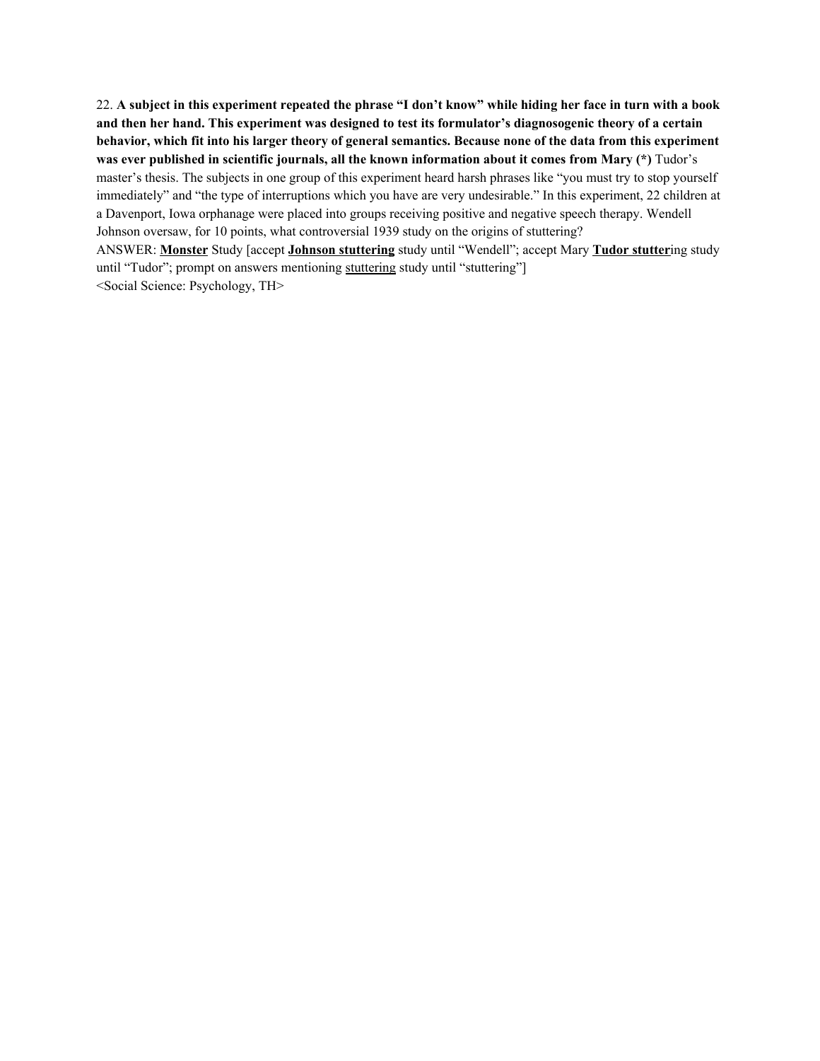22. **A subject in this experiment repeated the phrase "I don't know" while hiding her face in turn with a book and then her hand. This experiment was designed to test its formulator's diagnosogenic theory of a certain behavior, which fit into his larger theory of general semantics. Because none of the data from this experiment was ever published in scientific journals, all the known information about it comes from Mary (*)** Tudor's master's thesis. The subjects in one group of this experiment heard harsh phrases like "you must try to stop yourself immediately" and "the type of interruptions which you have are very undesirable." In this experiment, 22 children at a Davenport, Iowa orphanage were placed into groups receiving positive and negative speech therapy. Wendell Johnson oversaw, for 10 points, what controversial 1939 study on the origins of stuttering?

ANSWER: **<u>Monster</u>** Study [accept **<u>Johnson stuttering</u>** study until "Wendell"; accept Mary **<u>Tudor stutter</u>**ing study until "Tudor"; prompt on answers mentioning <u>stuttering</u> study until "stuttering"]

<Social Science: Psychology, TH>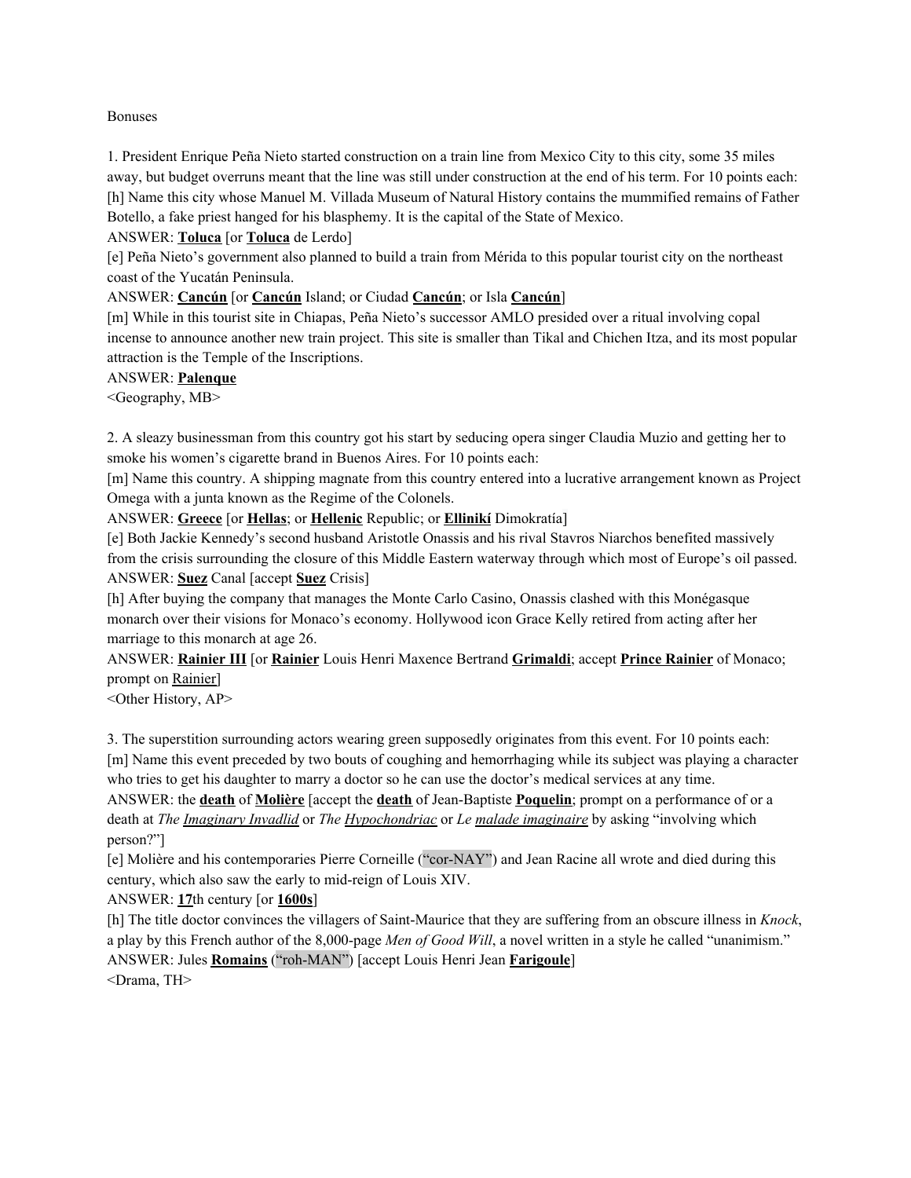Bonuses

1. President Enrique Peña Nieto started construction on a train line from Mexico City to this city, some 35 miles away, but budget overruns meant that the line was still under construction at the end of his term. For 10 points each:

[h] Name this city whose Manuel M. Villada Museum of Natural History contains the mummified remains of Father Botello, a fake priest hanged for his blasphemy. It is the capital of the State of Mexico.

ANSWER: **Toluca** [or **Toluca** de Lerdo]

[e] Peña Nieto's government also planned to build a train from Mérida to this popular tourist city on the northeast coast of the Yucatán Peninsula.

ANSWER: **Cancún** [or **Cancún** Island; or Ciudad **Cancún**; or Isla **Cancún**]

[m] While in this tourist site in Chiapas, Peña Nieto's successor AMLO presided over a ritual involving copal incense to announce another new train project. This site is smaller than Tikal and Chichen Itza, and its most popular attraction is the Temple of the Inscriptions.

ANSWER: **Palenque**

<Geography, MB>

2. A sleazy businessman from this country got his start by seducing opera singer Claudia Muzio and getting her to smoke his women's cigarette brand in Buenos Aires. For 10 points each:

[m] Name this country. A shipping magnate from this country entered into a lucrative arrangement known as Project Omega with a junta known as the Regime of the Colonels.

ANSWER: **Greece** [or **Hellas**; or **Hellenic** Republic; or **Ellinikí** Dimokratía]

[e] Both Jackie Kennedy's second husband Aristotle Onassis and his rival Stavros Niarchos benefited massively from the crisis surrounding the closure of this Middle Eastern waterway through which most of Europe's oil passed.

ANSWER: **Suez** Canal [accept **Suez** Crisis]

[h] After buying the company that manages the Monte Carlo Casino, Onassis clashed with this Monégasque monarch over their visions for Monaco's economy. Hollywood icon Grace Kelly retired from acting after her marriage to this monarch at age 26.

ANSWER: **Rainier III** [or **Rainier** Louis Henri Maxence Bertrand **Grimaldi**; accept **Prince Rainier** of Monaco; prompt on Rainier]

<Other History, AP>

3. The superstition surrounding actors wearing green supposedly originates from this event. For 10 points each:

[m] Name this event preceded by two bouts of coughing and hemorrhaging while its subject was playing a character who tries to get his daughter to marry a doctor so he can use the doctor's medical services at any time.

ANSWER: the **death** of **Molière** [accept the **death** of Jean-Baptiste **Poquelin**; prompt on a performance of or a death at *The Imaginary Invadlid* or *The Hypochondriac* or *Le malade imaginaire* by asking "involving which person?"]

[e] Molière and his contemporaries Pierre Corneille ("cor-NAY") and Jean Racine all wrote and died during this century, which also saw the early to mid-reign of Louis XIV.

ANSWER: **17**th century [or **1600s**]

[h] The title doctor convinces the villagers of Saint-Maurice that they are suffering from an obscure illness in *Knock*, a play by this French author of the 8,000-page *Men of Good Will*, a novel written in a style he called "unanimism."

ANSWER: Jules **Romains** ("roh-MAN") [accept Louis Henri Jean **Farigoule**]

<Drama, TH>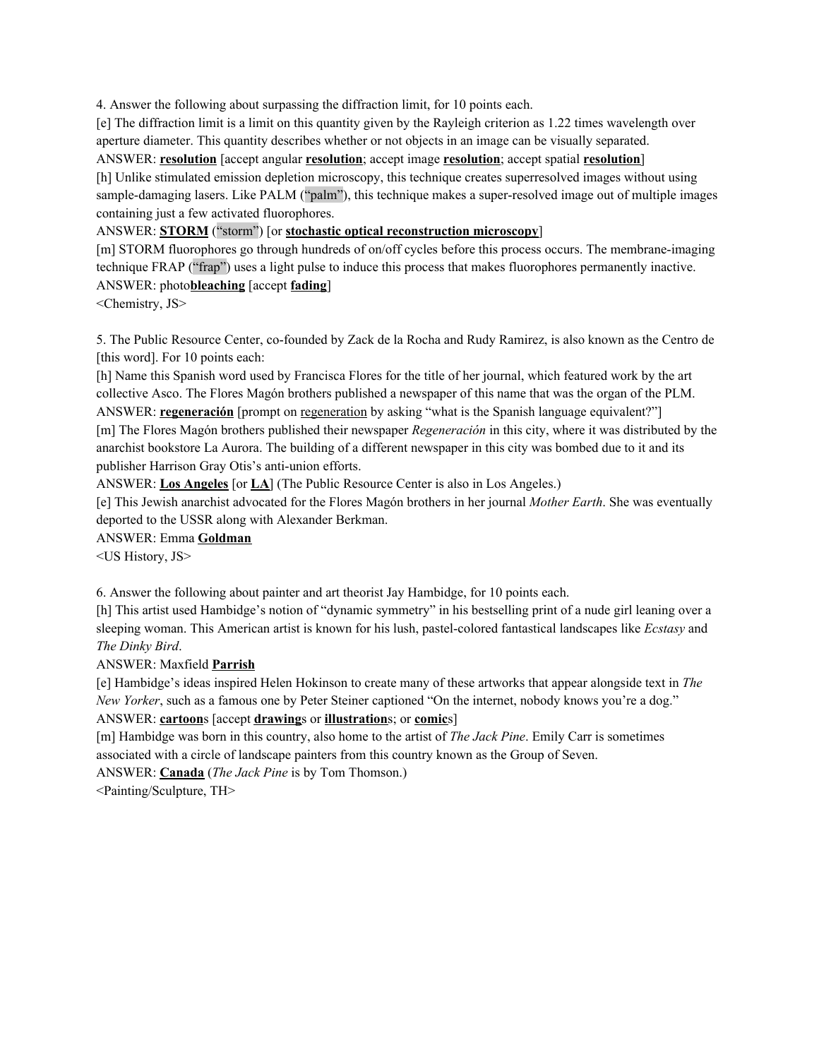4. Answer the following about surpassing the diffraction limit, for 10 points each.

[e] The diffraction limit is a limit on this quantity given by the Rayleigh criterion as 1.22 times wavelength over aperture diameter. This quantity describes whether or not objects in an image can be visually separated.

ANSWER: **resolution** [accept angular **resolution**; accept image **resolution**; accept spatial **resolution**]

[h] Unlike stimulated emission depletion microscopy, this technique creates superresolved images without using sample-damaging lasers. Like PALM ("palm"), this technique makes a super-resolved image out of multiple images containing just a few activated fluorophores.

ANSWER: **STORM** ("storm") [or **stochastic optical reconstruction microscopy**]

[m] STORM fluorophores go through hundreds of on/off cycles before this process occurs. The membrane-imaging technique FRAP ("frap") uses a light pulse to induce this process that makes fluorophores permanently inactive.

ANSWER: photo**bleaching** [accept **fading**]

<Chemistry, JS>

5. The Public Resource Center, co-founded by Zack de la Rocha and Rudy Ramirez, is also known as the Centro de [this word]. For 10 points each:

[h] Name this Spanish word used by Francisca Flores for the title of her journal, which featured work by the art collective Asco. The Flores Magón brothers published a newspaper of this name that was the organ of the PLM.

ANSWER: **regeneración** [prompt on regeneration by asking "what is the Spanish language equivalent?"]

[m] The Flores Magón brothers published their newspaper *Regeneración* in this city, where it was distributed by the anarchist bookstore La Aurora. The building of a different newspaper in this city was bombed due to it and its publisher Harrison Gray Otis's anti-union efforts.

ANSWER: **Los Angeles** [or **LA**] (The Public Resource Center is also in Los Angeles.)

[e] This Jewish anarchist advocated for the Flores Magón brothers in her journal *Mother Earth*. She was eventually deported to the USSR along with Alexander Berkman.

ANSWER: Emma **Goldman**

<US History, JS>

6. Answer the following about painter and art theorist Jay Hambidge, for 10 points each.

[h] This artist used Hambidge's notion of "dynamic symmetry" in his bestselling print of a nude girl leaning over a sleeping woman. This American artist is known for his lush, pastel-colored fantastical landscapes like *Ecstasy* and *The Dinky Bird*.

ANSWER: Maxfield **Parrish**

[e] Hambidge's ideas inspired Helen Hokinson to create many of these artworks that appear alongside text in *The New Yorker*, such as a famous one by Peter Steiner captioned "On the internet, nobody knows you're a dog."

ANSWER: **cartoon**s [accept **drawing**s or **illustration**s; or **comic**s]

[m] Hambidge was born in this country, also home to the artist of *The Jack Pine*. Emily Carr is sometimes associated with a circle of landscape painters from this country known as the Group of Seven.

ANSWER: **Canada** (*The Jack Pine* is by Tom Thomson.)

<Painting/Sculpture, TH>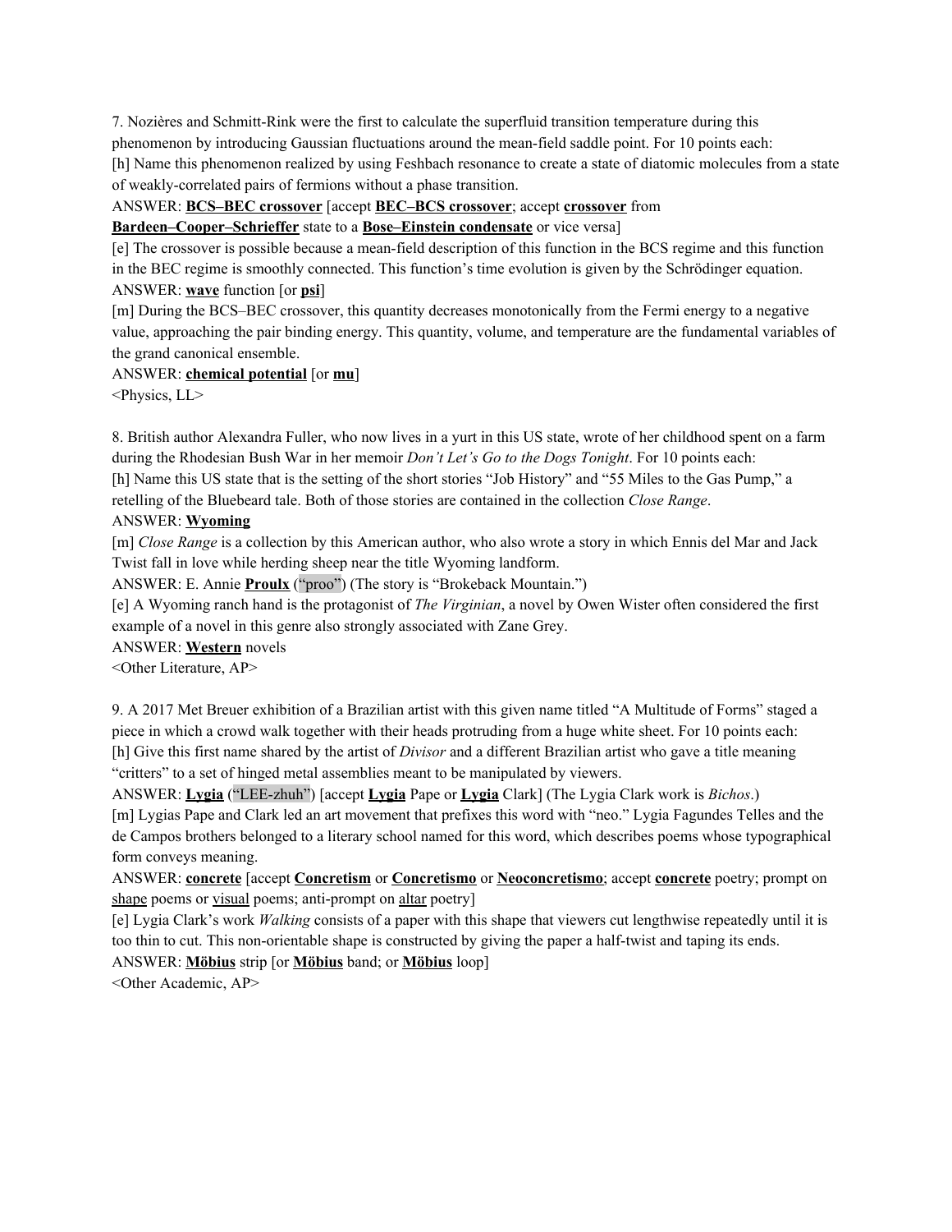7. Nozières and Schmitt-Rink were the first to calculate the superfluid transition temperature during this phenomenon by introducing Gaussian fluctuations around the mean-field saddle point. For 10 points each:

[h] Name this phenomenon realized by using Feshbach resonance to create a state of diatomic molecules from a state of weakly-correlated pairs of fermions without a phase transition.

ANSWER: **BCS–BEC crossover** [accept **BEC–BCS crossover**; accept **crossover** from **Bardeen–Cooper–Schrieffer** state to a **Bose–Einstein condensate** or vice versa]

[e] The crossover is possible because a mean-field description of this function in the BCS regime and this function in the BEC regime is smoothly connected. This function's time evolution is given by the Schrödinger equation.

ANSWER: **wave** function [or **psi**]

[m] During the BCS–BEC crossover, this quantity decreases monotonically from the Fermi energy to a negative value, approaching the pair binding energy. This quantity, volume, and temperature are the fundamental variables of the grand canonical ensemble.

ANSWER: **chemical potential** [or **mu**]

<Physics, LL>

8. British author Alexandra Fuller, who now lives in a yurt in this US state, wrote of her childhood spent on a farm during the Rhodesian Bush War in her memoir *Don't Let's Go to the Dogs Tonight*. For 10 points each:

[h] Name this US state that is the setting of the short stories "Job History" and "55 Miles to the Gas Pump," a retelling of the Bluebeard tale. Both of those stories are contained in the collection *Close Range*.

ANSWER: **Wyoming**

[m] *Close Range* is a collection by this American author, who also wrote a story in which Ennis del Mar and Jack Twist fall in love while herding sheep near the title Wyoming landform.

ANSWER: E. Annie **Proulx** ("proo") (The story is "Brokeback Mountain.")

[e] A Wyoming ranch hand is the protagonist of *The Virginian*, a novel by Owen Wister often considered the first example of a novel in this genre also strongly associated with Zane Grey.

ANSWER: **Western** novels

<Other Literature, AP>

9. A 2017 Met Breuer exhibition of a Brazilian artist with this given name titled "A Multitude of Forms" staged a piece in which a crowd walk together with their heads protruding from a huge white sheet. For 10 points each:

[h] Give this first name shared by the artist of *Divisor* and a different Brazilian artist who gave a title meaning "critters" to a set of hinged metal assemblies meant to be manipulated by viewers.

ANSWER: **Lygia** ("LEE-zhuh") [accept **Lygia** Pape or **Lygia** Clark] (The Lygia Clark work is *Bichos*.)

[m] Lygias Pape and Clark led an art movement that prefixes this word with "neo." Lygia Fagundes Telles and the de Campos brothers belonged to a literary school named for this word, which describes poems whose typographical form conveys meaning.

ANSWER: **concrete** [accept **Concretism** or **Concretismo** or **Neoconcretismo**; accept **concrete** poetry; prompt on shape poems or visual poems; anti-prompt on altar poetry]

[e] Lygia Clark's work *Walking* consists of a paper with this shape that viewers cut lengthwise repeatedly until it is too thin to cut. This non-orientable shape is constructed by giving the paper a half-twist and taping its ends.

ANSWER: **Möbius** strip [or **Möbius** band; or **Möbius** loop]

<Other Academic, AP>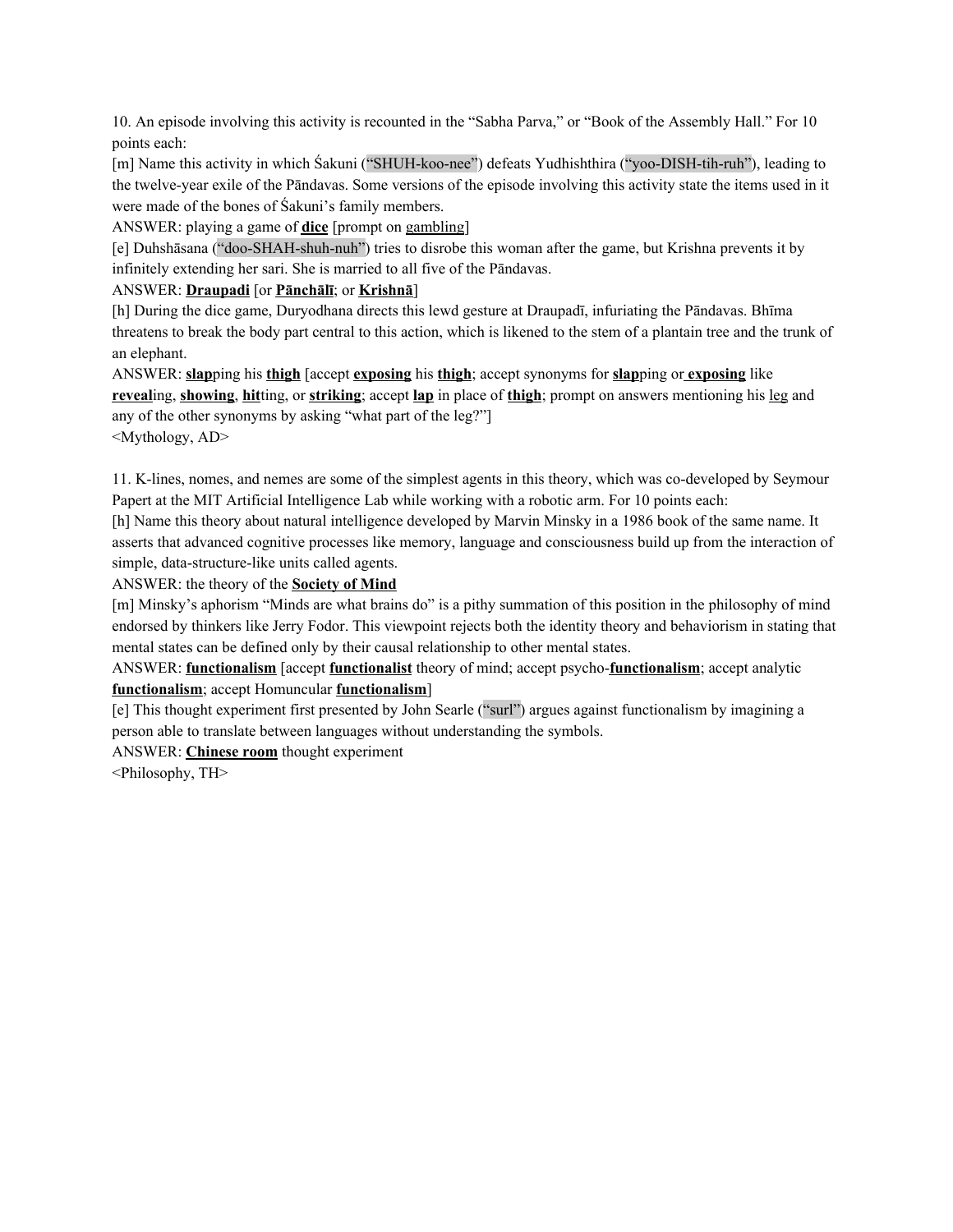10. An episode involving this activity is recounted in the "Sabha Parva," or "Book of the Assembly Hall." For 10 points each:

[m] Name this activity in which Śakuni ("SHUH-koo-nee") defeats Yudhishthira ("yoo-DISH-tih-ruh"), leading to the twelve-year exile of the Pāndavas. Some versions of the episode involving this activity state the items used in it were made of the bones of Śakuni's family members.

ANSWER: playing a game of **<u>dice</u>** [prompt on <u>gambling</u>]

[e] Duhshāsana ("doo-SHAH-shuh-nuh") tries to disrobe this woman after the game, but Krishna prevents it by infinitely extending her sari. She is married to all five of the Pāndavas.

ANSWER: **<u>Draupadi</u>** [or **<u>Pānchālī</u>**; or **<u>Krishnā</u>**]

[h] During the dice game, Duryodhana directs this lewd gesture at Draupadī, infuriating the Pāndavas. Bhīma threatens to break the body part central to this action, which is likened to the stem of a plantain tree and the trunk of an elephant.

ANSWER: **<u>slap</u>**ping his **<u>thigh</u>** [accept **<u>exposing</u>** his **<u>thigh</u>**; accept synonyms for **<u>slap</u>**ping or **<u>exposing</u>** like **<u>reveal</u>**ing, **<u>showing</u>**, **<u>hit</u>**ting, or **<u>striking</u>**; accept **<u>lap</u>** in place of **<u>thigh</u>**; prompt on answers mentioning his <u>leg</u> and any of the other synonyms by asking "what part of the leg?"]

<Mythology, AD>

11. K-lines, nomes, and nemes are some of the simplest agents in this theory, which was co-developed by Seymour Papert at the MIT Artificial Intelligence Lab while working with a robotic arm. For 10 points each:

[h] Name this theory about natural intelligence developed by Marvin Minsky in a 1986 book of the same name. It asserts that advanced cognitive processes like memory, language and consciousness build up from the interaction of simple, data-structure-like units called agents.

ANSWER: the theory of the **<u>Society of Mind</u>**

[m] Minsky's aphorism "Minds are what brains do" is a pithy summation of this position in the philosophy of mind endorsed by thinkers like Jerry Fodor. This viewpoint rejects both the identity theory and behaviorism in stating that mental states can be defined only by their causal relationship to other mental states.

ANSWER: **<u>functionalism</u>** [accept **<u>functionalist</u>** theory of mind; accept psycho-**<u>functionalism</u>**; accept analytic **<u>functionalism</u>**; accept Homuncular **<u>functionalism</u>**]

[e] This thought experiment first presented by John Searle ("surl") argues against functionalism by imagining a person able to translate between languages without understanding the symbols.

ANSWER: **<u>Chinese room</u>** thought experiment

<Philosophy, TH>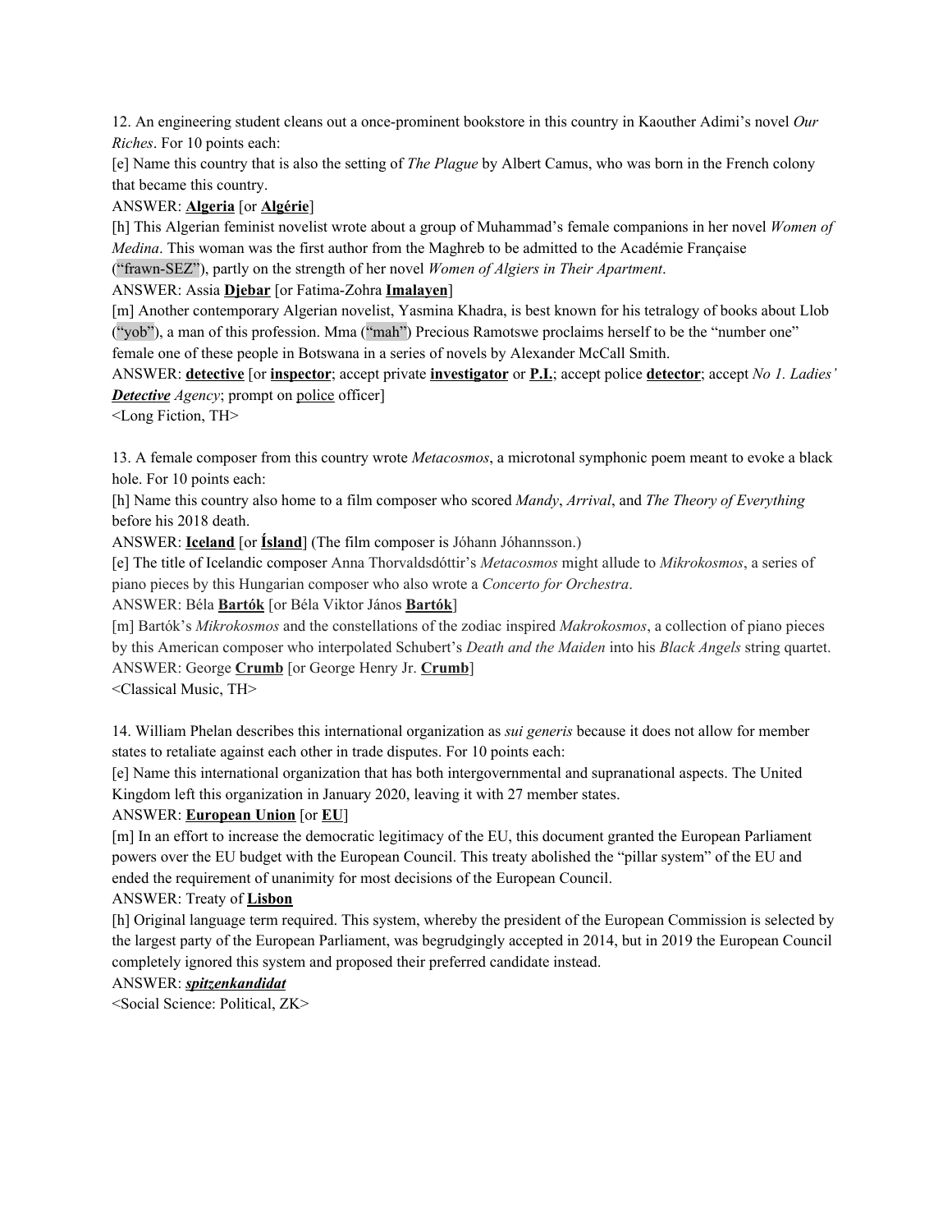12. An engineering student cleans out a once-prominent bookstore in this country in Kaouther Adimi's novel *Our Riches*. For 10 points each:

[e] Name this country that is also the setting of *The Plague* by Albert Camus, who was born in the French colony that became this country.

ANSWER: **Algeria** [or **Algérie**]

[h] This Algerian feminist novelist wrote about a group of Muhammad's female companions in her novel *Women of Medina*. This woman was the first author from the Maghreb to be admitted to the Académie Française ("frawn-SEZ"), partly on the strength of her novel *Women of Algiers in Their Apartment*.

ANSWER: Assia **Djebar** [or Fatima-Zohra **Imalayen**]

[m] Another contemporary Algerian novelist, Yasmina Khadra, is best known for his tetralogy of books about Llob ("yob"), a man of this profession. Mma ("mah") Precious Ramotswe proclaims herself to be the "number one" female one of these people in Botswana in a series of novels by Alexander McCall Smith.

ANSWER: **detective** [or **inspector**; accept private **investigator** or **P.I.**; accept police **detector**; accept *No 1. Ladies' **Detective** Agency*; prompt on police officer]

<Long Fiction, TH>

13. A female composer from this country wrote *Metacosmos*, a microtonal symphonic poem meant to evoke a black hole. For 10 points each:

[h] Name this country also home to a film composer who scored *Mandy*, *Arrival*, and *The Theory of Everything* before his 2018 death.

ANSWER: **Iceland** [or **Ísland**] (The film composer is Jóhann Jóhannsson.)

[e] The title of Icelandic composer Anna Thorvaldsdóttir's *Metacosmos* might allude to *Mikrokosmos*, a series of piano pieces by this Hungarian composer who also wrote a *Concerto for Orchestra*.

ANSWER: Béla **Bartók** [or Béla Viktor János **Bartók**]

[m] Bartók's *Mikrokosmos* and the constellations of the zodiac inspired *Makrokosmos*, a collection of piano pieces by this American composer who interpolated Schubert's *Death and the Maiden* into his *Black Angels* string quartet.

ANSWER: George **Crumb** [or George Henry Jr. **Crumb**]

<Classical Music, TH>

14. William Phelan describes this international organization as *sui generis* because it does not allow for member states to retaliate against each other in trade disputes. For 10 points each:

[e] Name this international organization that has both intergovernmental and supranational aspects. The United Kingdom left this organization in January 2020, leaving it with 27 member states.

ANSWER: **European Union** [or **EU**]

[m] In an effort to increase the democratic legitimacy of the EU, this document granted the European Parliament powers over the EU budget with the European Council. This treaty abolished the "pillar system" of the EU and ended the requirement of unanimity for most decisions of the European Council.

ANSWER: Treaty of **Lisbon**

[h] Original language term required. This system, whereby the president of the European Commission is selected by the largest party of the European Parliament, was begrudgingly accepted in 2014, but in 2019 the European Council completely ignored this system and proposed their preferred candidate instead.

ANSWER: ***spitzenkandidat***

<Social Science: Political, ZK>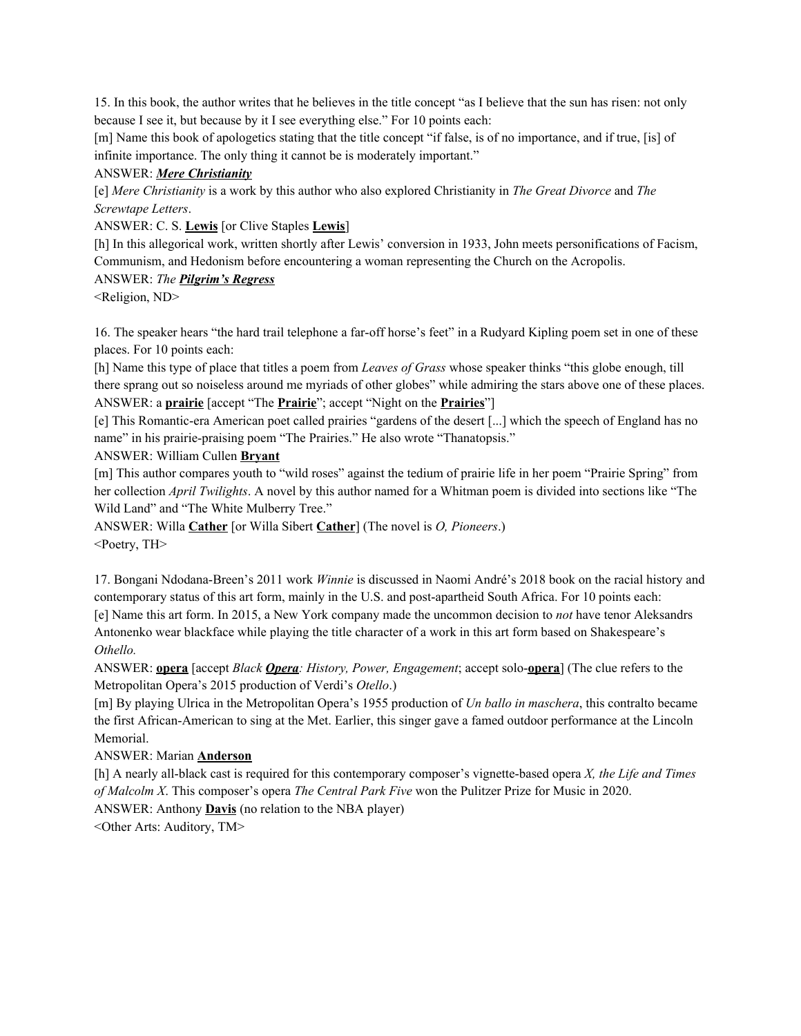15. In this book, the author writes that he believes in the title concept "as I believe that the sun has risen: not only because I see it, but because by it I see everything else." For 10 points each:

[m] Name this book of apologetics stating that the title concept "if false, is of no importance, and if true, [is] of infinite importance. The only thing it cannot be is moderately important."

ANSWER: ***Mere Christianity***

[e] *Mere Christianity* is a work by this author who also explored Christianity in *The Great Divorce* and *The Screwtape Letters*.

ANSWER: C. S. **Lewis** [or Clive Staples **Lewis**]

[h] In this allegorical work, written shortly after Lewis' conversion in 1933, John meets personifications of Facism, Communism, and Hedonism before encountering a woman representing the Church on the Acropolis.

ANSWER: *The **Pilgrim's Regress***

<Religion, ND>

16. The speaker hears "the hard trail telephone a far-off horse's feet" in a Rudyard Kipling poem set in one of these places. For 10 points each:

[h] Name this type of place that titles a poem from *Leaves of Grass* whose speaker thinks "this globe enough, till there sprang out so noiseless around me myriads of other globes" while admiring the stars above one of these places.

ANSWER: a **prairie** [accept "The **Prairie**"; accept "Night on the **Prairies**"]

[e] This Romantic-era American poet called prairies "gardens of the desert [...] which the speech of England has no name" in his prairie-praising poem "The Prairies." He also wrote "Thanatopsis."

ANSWER: William Cullen **Bryant**

[m] This author compares youth to "wild roses" against the tedium of prairie life in her poem "Prairie Spring" from her collection *April Twilights*. A novel by this author named for a Whitman poem is divided into sections like "The Wild Land" and "The White Mulberry Tree."

ANSWER: Willa **Cather** [or Willa Sibert **Cather**] (The novel is *O, Pioneers*.)

<Poetry, TH>

17. Bongani Ndodana-Breen's 2011 work *Winnie* is discussed in Naomi André's 2018 book on the racial history and contemporary status of this art form, mainly in the U.S. and post-apartheid South Africa. For 10 points each:

[e] Name this art form. In 2015, a New York company made the uncommon decision to *not* have tenor Aleksandrs Antonenko wear blackface while playing the title character of a work in this art form based on Shakespeare's *Othello.*

ANSWER: **opera** [accept *Black **Opera**: History, Power, Engagement*; accept solo-**opera**] (The clue refers to the Metropolitan Opera's 2015 production of Verdi's *Otello*.)

[m] By playing Ulrica in the Metropolitan Opera's 1955 production of *Un ballo in maschera*, this contralto became the first African-American to sing at the Met. Earlier, this singer gave a famed outdoor performance at the Lincoln Memorial.

ANSWER: Marian **Anderson**

[h] A nearly all-black cast is required for this contemporary composer's vignette-based opera *X, the Life and Times of Malcolm X*. This composer's opera *The Central Park Five* won the Pulitzer Prize for Music in 2020.

ANSWER: Anthony **Davis** (no relation to the NBA player)

<Other Arts: Auditory, TM>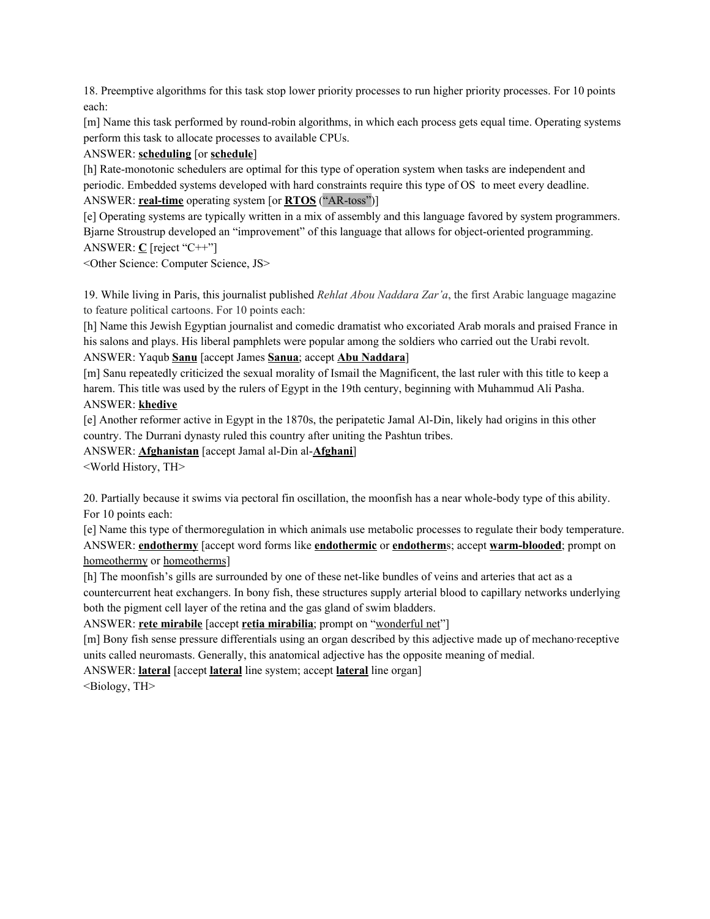18. Preemptive algorithms for this task stop lower priority processes to run higher priority processes. For 10 points each:

[m] Name this task performed by round-robin algorithms, in which each process gets equal time. Operating systems perform this task to allocate processes to available CPUs.

ANSWER: **<u>scheduling</u>** [or **<u>schedule</u>**]

[h] Rate-monotonic schedulers are optimal for this type of operation system when tasks are independent and periodic. Embedded systems developed with hard constraints require this type of OS to meet every deadline.

ANSWER: **<u>real-time</u>** operating system [or **<u>RTOS</u>** ("AR-toss")]

[e] Operating systems are typically written in a mix of assembly and this language favored by system programmers. Bjarne Stroustrup developed an "improvement" of this language that allows for object-oriented programming.

ANSWER: **<u>C</u>** [reject "C++"]

<Other Science: Computer Science, JS>

19. While living in Paris, this journalist published *Rehlat Abou Naddara Zar'a*, the first Arabic language magazine to feature political cartoons. For 10 points each:

[h] Name this Jewish Egyptian journalist and comedic dramatist who excoriated Arab morals and praised France in his salons and plays. His liberal pamphlets were popular among the soldiers who carried out the Urabi revolt.

ANSWER: Yaqub **<u>Sanu</u>** [accept James **<u>Sanua</u>**; accept **<u>Abu Naddara</u>**]

[m] Sanu repeatedly criticized the sexual morality of Ismail the Magnificent, the last ruler with this title to keep a harem. This title was used by the rulers of Egypt in the 19th century, beginning with Muhammud Ali Pasha.

ANSWER: **<u>khedive</u>**

[e] Another reformer active in Egypt in the 1870s, the peripatetic Jamal Al-Din, likely had origins in this other country. The Durrani dynasty ruled this country after uniting the Pashtun tribes.

ANSWER: **<u>Afghanistan</u>** [accept Jamal al-Din al-**<u>Afghani</u>**]

<World History, TH>

20. Partially because it swims via pectoral fin oscillation, the moonfish has a near whole-body type of this ability. For 10 points each:

[e] Name this type of thermoregulation in which animals use metabolic processes to regulate their body temperature.

ANSWER: **<u>endothermy</u>** [accept word forms like **<u>endothermic</u>** or **<u>endotherm</u>**s; accept **<u>warm-blooded</u>**; prompt on <u>homeothermy</u> or <u>homeotherms</u>]

[h] The moonfish's gills are surrounded by one of these net-like bundles of veins and arteries that act as a countercurrent heat exchangers. In bony fish, these structures supply arterial blood to capillary networks underlying both the pigment cell layer of the retina and the gas gland of swim bladders.

ANSWER: **<u>rete mirabile</u>** [accept **<u>retia mirabilia</u>**; prompt on "<u>wonderful net</u>"]

[m] Bony fish sense pressure differentials using an organ described by this adjective made up of mechano·receptive units called neuromasts. Generally, this anatomical adjective has the opposite meaning of medial.

ANSWER: **<u>lateral</u>** [accept **<u>lateral</u>** line system; accept **<u>lateral</u>** line organ]

<Biology, TH>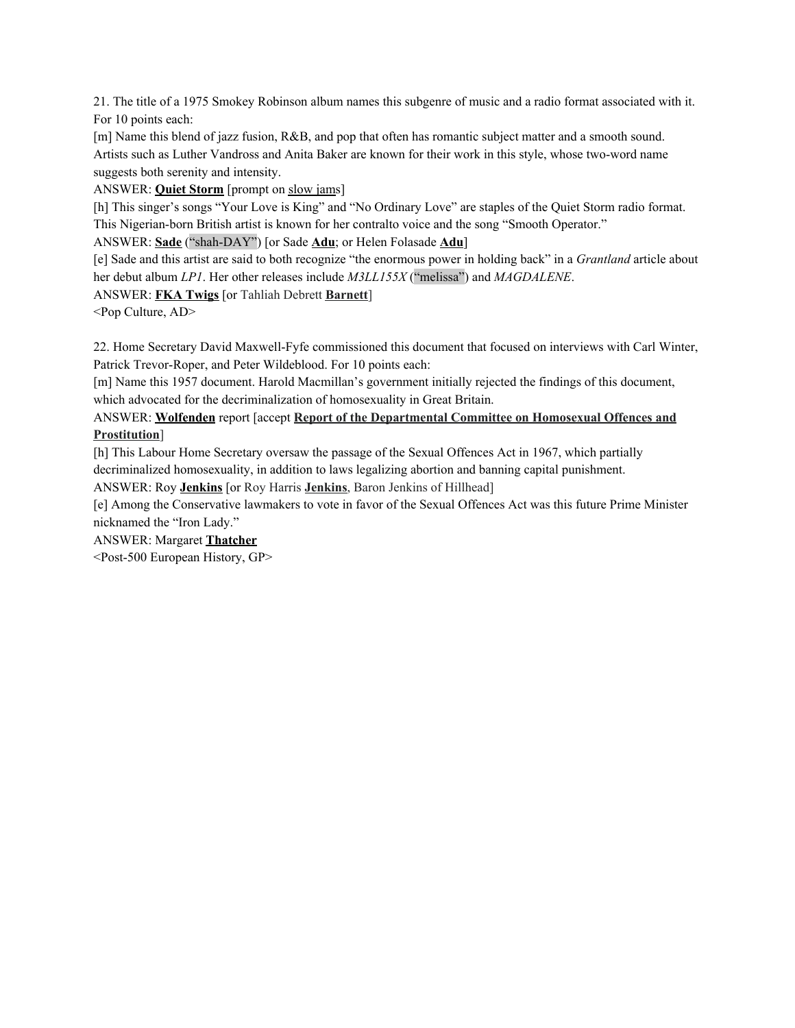21. The title of a 1975 Smokey Robinson album names this subgenre of music and a radio format associated with it. For 10 points each:

[m] Name this blend of jazz fusion, R&B, and pop that often has romantic subject matter and a smooth sound. Artists such as Luther Vandross and Anita Baker are known for their work in this style, whose two-word name suggests both serenity and intensity.

ANSWER: **Quiet Storm** [prompt on slow jams]

[h] This singer's songs "Your Love is King" and "No Ordinary Love" are staples of the Quiet Storm radio format. This Nigerian-born British artist is known for her contralto voice and the song "Smooth Operator."

ANSWER: **Sade** ("shah-DAY") [or Sade **Adu**; or Helen Folasade **Adu**]

[e] Sade and this artist are said to both recognize "the enormous power in holding back" in a *Grantland* article about her debut album *LP1*. Her other releases include *M3LL155X* ("melissa") and *MAGDALENE*.

ANSWER: **FKA Twigs** [or Tahliah Debrett **Barnett**]

<Pop Culture, AD>

22. Home Secretary David Maxwell-Fyfe commissioned this document that focused on interviews with Carl Winter, Patrick Trevor-Roper, and Peter Wildeblood. For 10 points each:

[m] Name this 1957 document. Harold Macmillan's government initially rejected the findings of this document, which advocated for the decriminalization of homosexuality in Great Britain.

ANSWER: **Wolfenden** report [accept **Report of the Departmental Committee on Homosexual Offences and Prostitution**]

[h] This Labour Home Secretary oversaw the passage of the Sexual Offences Act in 1967, which partially decriminalized homosexuality, in addition to laws legalizing abortion and banning capital punishment.

ANSWER: Roy **Jenkins** [or Roy Harris **Jenkins**, Baron Jenkins of Hillhead]

[e] Among the Conservative lawmakers to vote in favor of the Sexual Offences Act was this future Prime Minister nicknamed the "Iron Lady."

ANSWER: Margaret **Thatcher**

<Post-500 European History, GP>